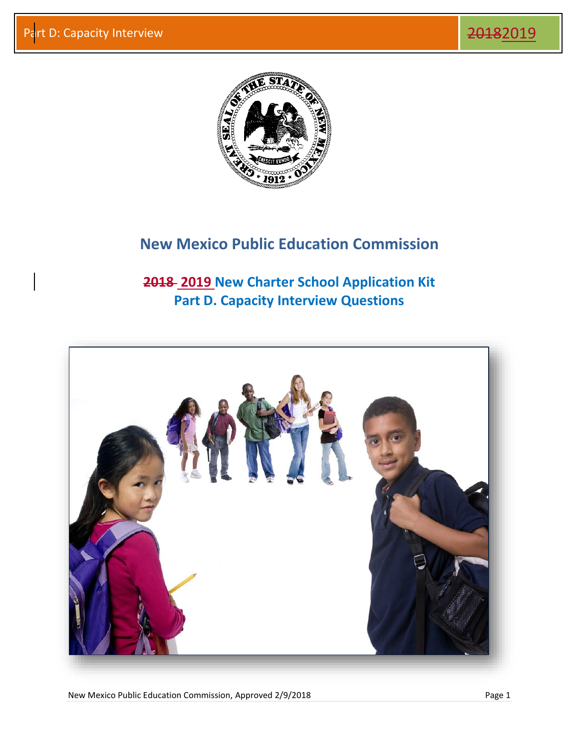# New Mexico Public Education Commission

## ~~2018~~ 2019 New Charter School Application Kit
## Part D. Capacity Interview Questions

New Mexico Public Education Commission, Approved 2/9/2018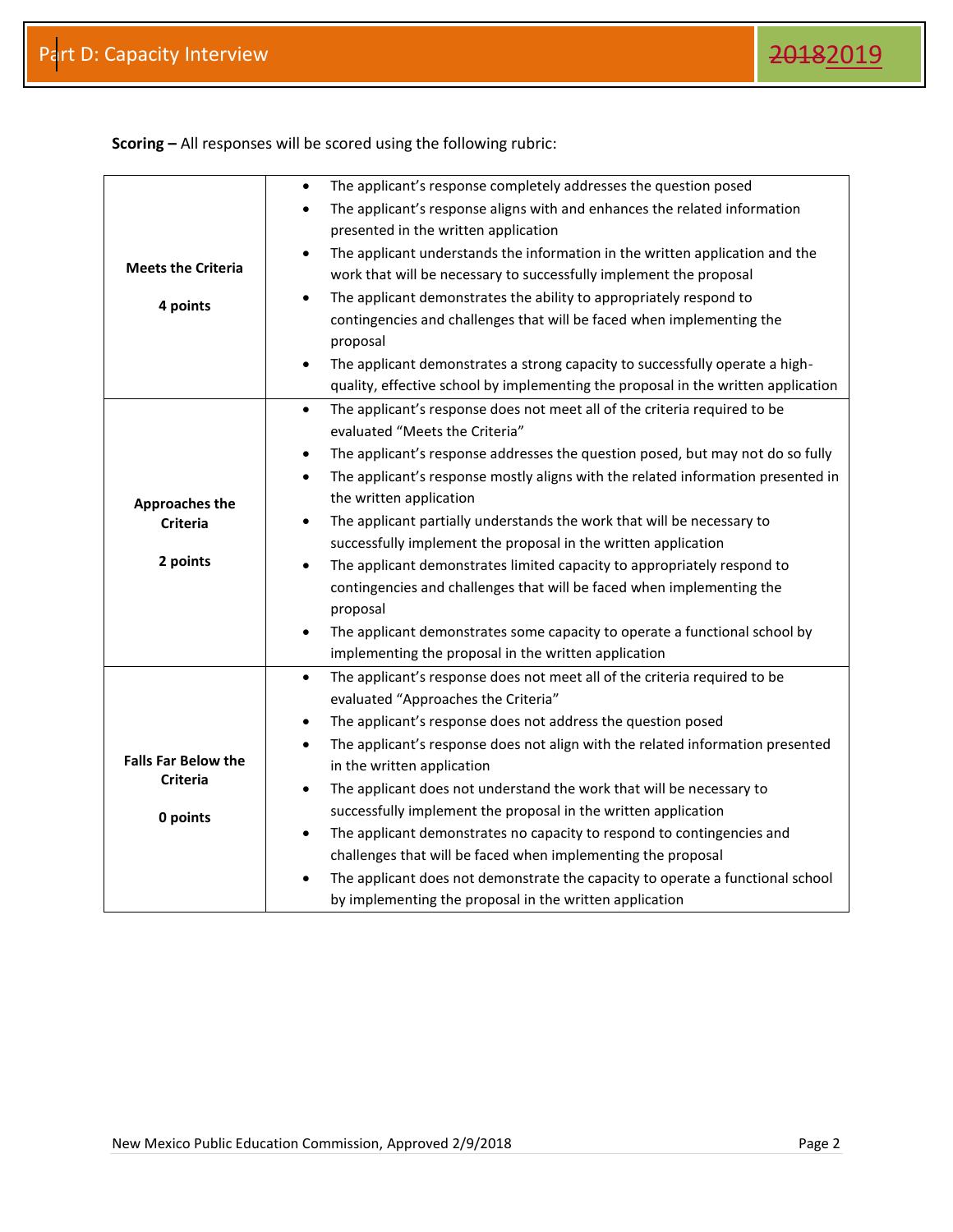**Scoring –** All responses will be scored using the following rubric:

| | |
|---|---|
| **Meets the Criteria**<br><br>**4 points** | • The applicant's response completely addresses the question posed<br>• The applicant's response aligns with and enhances the related information presented in the written application<br>• The applicant understands the information in the written application and the work that will be necessary to successfully implement the proposal<br>• The applicant demonstrates the ability to appropriately respond to contingencies and challenges that will be faced when implementing the proposal<br>• The applicant demonstrates a strong capacity to successfully operate a high-quality, effective school by implementing the proposal in the written application |
| **Approaches the Criteria**<br><br>**2 points** | • The applicant's response does not meet all of the criteria required to be evaluated "Meets the Criteria"<br>• The applicant's response addresses the question posed, but may not do so fully<br>• The applicant's response mostly aligns with the related information presented in the written application<br>• The applicant partially understands the work that will be necessary to successfully implement the proposal in the written application<br>• The applicant demonstrates limited capacity to appropriately respond to contingencies and challenges that will be faced when implementing the proposal<br>• The applicant demonstrates some capacity to operate a functional school by implementing the proposal in the written application |
| **Falls Far Below the Criteria**<br><br>**0 points** | • The applicant's response does not meet all of the criteria required to be evaluated "Approaches the Criteria"<br>• The applicant's response does not address the question posed<br>• The applicant's response does not align with the related information presented in the written application<br>• The applicant does not understand the work that will be necessary to successfully implement the proposal in the written application<br>• The applicant demonstrates no capacity to respond to contingencies and challenges that will be faced when implementing the proposal<br>• The applicant does not demonstrate the capacity to operate a functional school by implementing the proposal in the written application |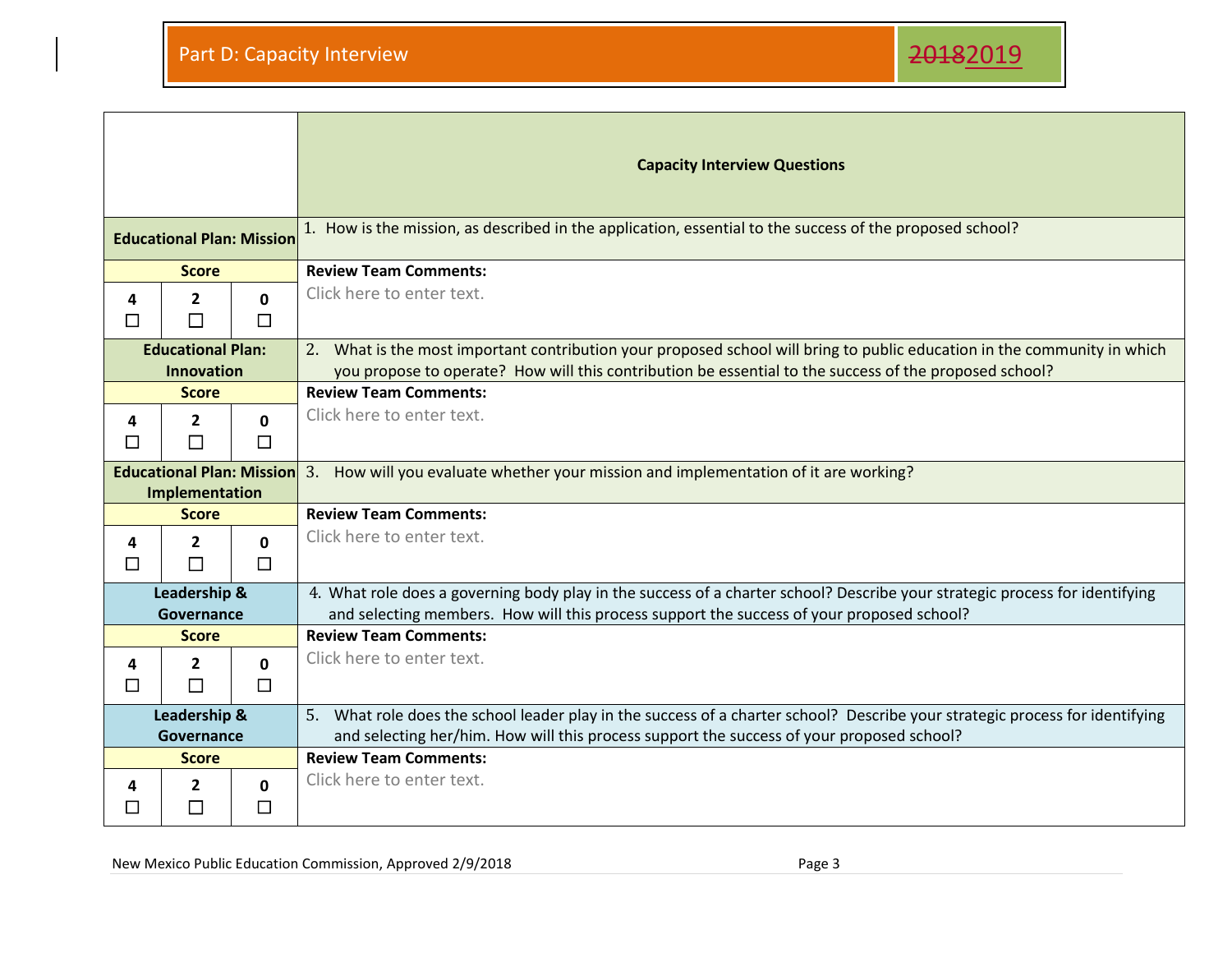## Part D: Capacity Interview ~~2018~~2019

| | | | Capacity Interview Questions |
|---|---|---|---|
| **Educational Plan: Mission** | | | 1. How is the mission, as described in the application, essential to the success of the proposed school? |
| **Score** | | | **Review Team Comments:** |
| **4** ☐ | **2** ☐ | **0** ☐ | Click here to enter text. |
| **Educational Plan: Innovation** | | | 2. What is the most important contribution your proposed school will bring to public education in the community in which you propose to operate? How will this contribution be essential to the success of the proposed school? |
| **Score** | | | **Review Team Comments:** |
| **4** ☐ | **2** ☐ | **0** ☐ | Click here to enter text. |
| **Educational Plan: Mission Implementation** | | | 3. How will you evaluate whether your mission and implementation of it are working? |
| **Score** | | | **Review Team Comments:** |
| **4** ☐ | **2** ☐ | **0** ☐ | Click here to enter text. |
| **Leadership & Governance** | | | 4. What role does a governing body play in the success of a charter school? Describe your strategic process for identifying and selecting members. How will this process support the success of your proposed school? |
| **Score** | | | **Review Team Comments:** |
| **4** ☐ | **2** ☐ | **0** ☐ | Click here to enter text. |
| **Leadership & Governance** | | | 5. What role does the school leader play in the success of a charter school? Describe your strategic process for identifying and selecting her/him. How will this process support the success of your proposed school? |
| **Score** | | | **Review Team Comments:** |
| **4** ☐ | **2** ☐ | **0** ☐ | Click here to enter text. |

New Mexico Public Education Commission, Approved 2/9/2018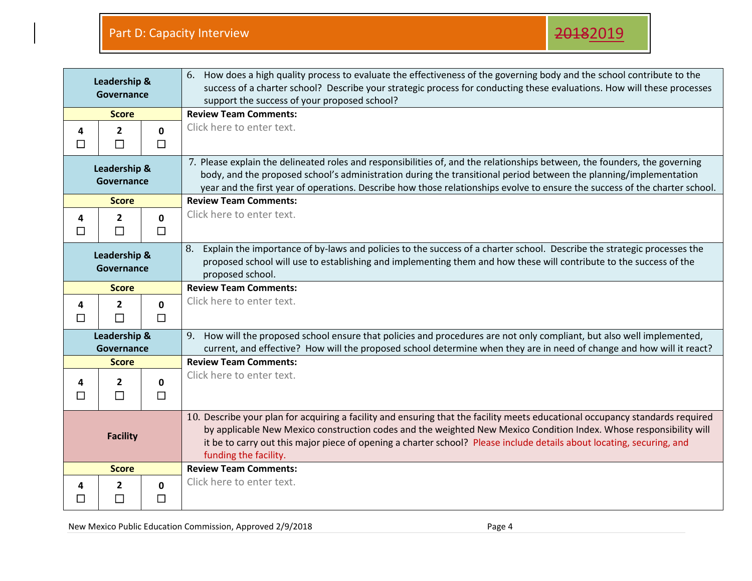## Part D: Capacity Interview ~~2018~~2019

| Leadership & Governance | | | 6. How does a high quality process to evaluate the effectiveness of the governing body and the school contribute to the success of a charter school? Describe your strategic process for conducting these evaluations. How will these processes support the success of your proposed school? |
|---|---|---|---|
| **Score** | | | **Review Team Comments:** |
| 4 ☐ | 2 ☐ | 0 ☐ | Click here to enter text. |
| **Leadership & Governance** | | | 7. Please explain the delineated roles and responsibilities of, and the relationships between, the founders, the governing body, and the proposed school's administration during the transitional period between the planning/implementation year and the first year of operations. Describe how those relationships evolve to ensure the success of the charter school. |
| **Score** | | | **Review Team Comments:** |
| 4 ☐ | 2 ☐ | 0 ☐ | Click here to enter text. |
| **Leadership & Governance** | | | 8. Explain the importance of by-laws and policies to the success of a charter school. Describe the strategic processes the proposed school will use to establishing and implementing them and how these will contribute to the success of the proposed school. |
| **Score** | | | **Review Team Comments:** |
| 4 ☐ | 2 ☐ | 0 ☐ | Click here to enter text. |
| **Leadership & Governance** | | | 9. How will the proposed school ensure that policies and procedures are not only compliant, but also well implemented, current, and effective? How will the proposed school determine when they are in need of change and how will it react? |
| **Score** | | | **Review Team Comments:** |
| 4 ☐ | 2 ☐ | 0 ☐ | Click here to enter text. |
| **Facility** | | | 10. Describe your plan for acquiring a facility and ensuring that the facility meets educational occupancy standards required by applicable New Mexico construction codes and the weighted New Mexico Condition Index. Whose responsibility will it be to carry out this major piece of opening a charter school? Please include details about locating, securing, and funding the facility. |
| **Score** | | | **Review Team Comments:** |
| 4 ☐ | 2 ☐ | 0 ☐ | Click here to enter text. |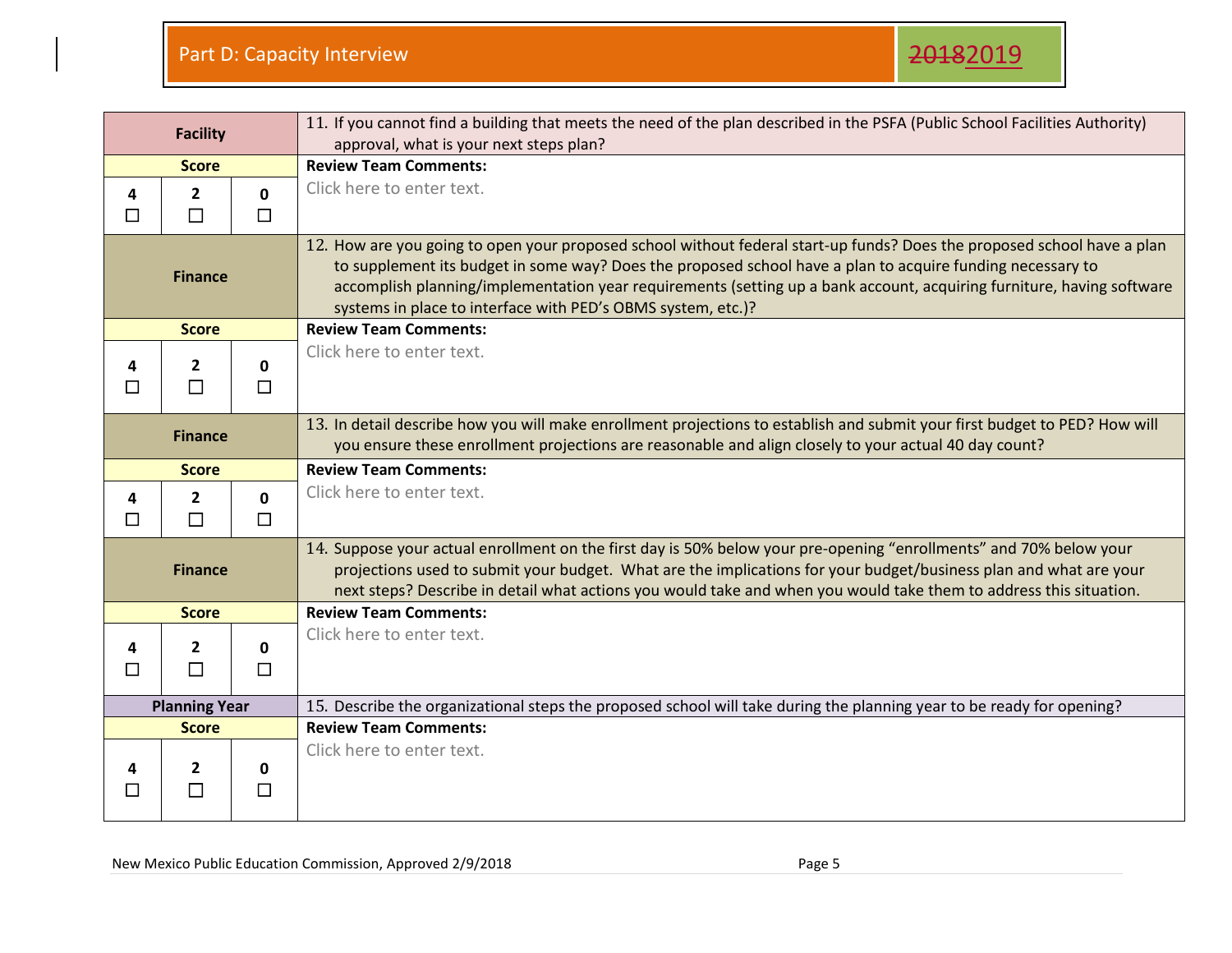## Part D: Capacity Interview ~~2018~~2019

| Category | Question |
|---|---|
| **Facility** | 11. If you cannot find a building that meets the need of the plan described in the PSFA (Public School Facilities Authority) approval, what is your next steps plan? |
| **Score**: 4 ☐ 2 ☐ 0 ☐ | **Review Team Comments:** Click here to enter text. |
| **Finance** | 12. How are you going to open your proposed school without federal start-up funds? Does the proposed school have a plan to supplement its budget in some way? Does the proposed school have a plan to acquire funding necessary to accomplish planning/implementation year requirements (setting up a bank account, acquiring furniture, having software systems in place to interface with PED's OBMS system, etc.)? |
| **Score**: 4 ☐ 2 ☐ 0 ☐ | **Review Team Comments:** Click here to enter text. |
| **Finance** | 13. In detail describe how you will make enrollment projections to establish and submit your first budget to PED? How will you ensure these enrollment projections are reasonable and align closely to your actual 40 day count? |
| **Score**: 4 ☐ 2 ☐ 0 ☐ | **Review Team Comments:** Click here to enter text. |
| **Finance** | 14. Suppose your actual enrollment on the first day is 50% below your pre-opening "enrollments" and 70% below your projections used to submit your budget. What are the implications for your budget/business plan and what are your next steps? Describe in detail what actions you would take and when you would take them to address this situation. |
| **Score**: 4 ☐ 2 ☐ 0 ☐ | **Review Team Comments:** Click here to enter text. |
| **Planning Year** | 15. Describe the organizational steps the proposed school will take during the planning year to be ready for opening? |
| **Score**: 4 ☐ 2 ☐ 0 ☐ | **Review Team Comments:** Click here to enter text. |

New Mexico Public Education Commission, Approved 2/9/2018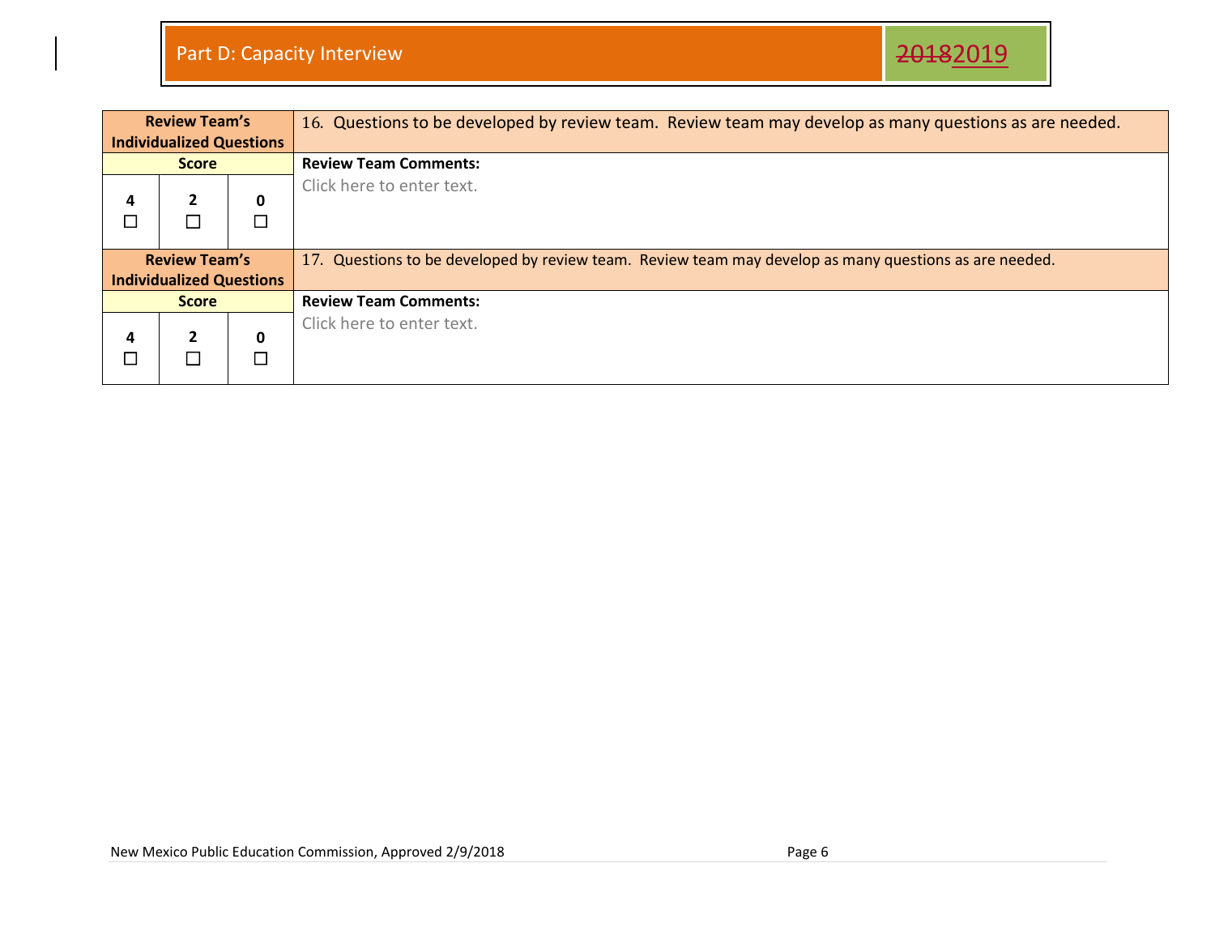| Review Team's Individualized Questions | | | 16. Questions to be developed by review team. Review team may develop as many questions as are needed. |
|---|---|---|---|
| Score | | | **Review Team Comments:** |
| 4 ☐ | 2 ☐ | 0 ☐ | Click here to enter text. |
| **Review Team's Individualized Questions** | | | 17. Questions to be developed by review team. Review team may develop as many questions as are needed. |
| **Score** | | | **Review Team Comments:** |
| 4 ☐ | 2 ☐ | 0 ☐ | Click here to enter text. |